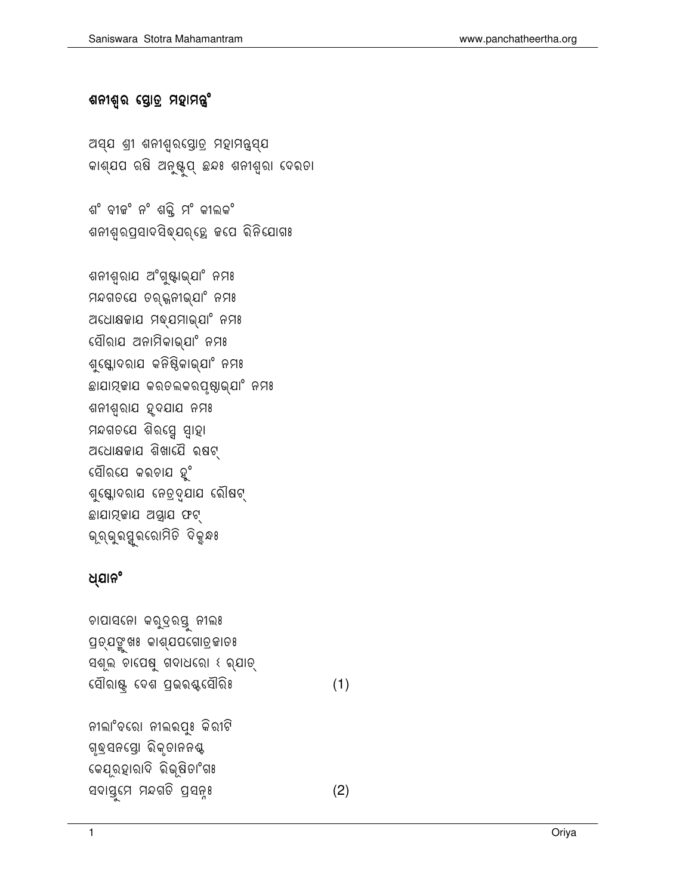# ଶନୀଶ୍ୱର ସ୍ତୋତ୍ର ମହାମନ୍ତ୍ରଂ

ଅସ୍ୟ ଶ୍ରୀ ଶନୀଶ୍ୱରସ୍ତୋତ୍ର ମହାମନ୍ତ୍ରସ୍ୟ
କାଶ୍ୟପ ଋଷି ଅନୁଷ୍ଟୁପ୍ ଛନ୍ଦଃ ଶନୀଶ୍ୱରା ଦେଵତା

ଶଂ ବୀଜଂ ନଂ ଶକ୍ତି ମଂ କୀଲକଂ
ଶନୀଶ୍ୱରପ୍ରସାଦସିଦ୍ଧ୍ୟର୍ଥେ ଜପେ ଵିନିଯୋଗଃ

ଶନୀଶ୍ୱରାଯ ଅଂଗୁଷ୍ଠାଭ୍ୟାଂ ନମଃ
ମନ୍ଦଗତଯେ ତର୍ଜ୍ଜନୀଭ୍ୟାଂ ନମଃ
ଅଧୋକ୍ଷଜାଯ ମଧ୍ୟମାଭ୍ୟାଂ ନମଃ
ସୌରାଯ ଅନାମିକାଭ୍ୟାଂ ନମଃ
ଶୁଷ୍କୋଦରାଯ କନିଷ୍ଠିକାଭ୍ୟାଂ ନମଃ
ଛାଯାତ୍ମଜାଯ କରତଲକରପୃଷ୍ଠାଭ୍ୟାଂ ନମଃ
ଶନୀଶ୍ୱରାଯ ହୃଦଯାଯ ନମଃ
ମନ୍ଦଗତଯେ ଶିରସେ ସ୍ୱାହା
ଅଧୋକ୍ଷଜାଯ ଶିଖାଯୈ ଵଷଟ୍
ସୌରଯେ କଵଚାଯ ହୁଂ
ଶୁଷ୍କୋଦରାଯ ନେତ୍ରଦ୍ୱଯାଯ ଵୌଷଟ୍
ଛାଯାତ୍ମଜାଯ ଅସ୍ତ୍ରାଯ ଫଟ୍
ଭୂର୍ଭୁଵସ୍ସୁଵରୋମିତି ଦିକ୍ବନ୍ଧଃ

## ଧ୍ୟାନଂ

ଚାପାସନୋ ଗୃଧ୍ରରଥସ୍ତୁ ନୀଲଃ
ପ୍ରତ୍ୟଙ୍ମୁଖଃ କାଶ୍ୟପଗୋତ୍ରଜାତଃ
ସଶୂଲ ଚାପେଷୁ ଗଦାଧରୋ ଽ ଵ୍ୟାତ୍
ସୌରାଷ୍ଟ୍ର ଦେଶ ପ୍ରଭଵଶ୍ଚସୌରିଃ (1)

ନୀଲାଂବରୋ ନୀଲଵପୁଃ କିରୀଟି
ଗୃଧ୍ରସ୍ଥନସ୍ତ୍ରୋ ଵିକୃତାନନଶ୍ଚ
କେଯୂରହାରାଦି ଵିଭୂଷିତାଂଗଃ
ସଦାସ୍ତୁମେ ମନ୍ଦଗତି ପ୍ରସନ୍ନଃ (2)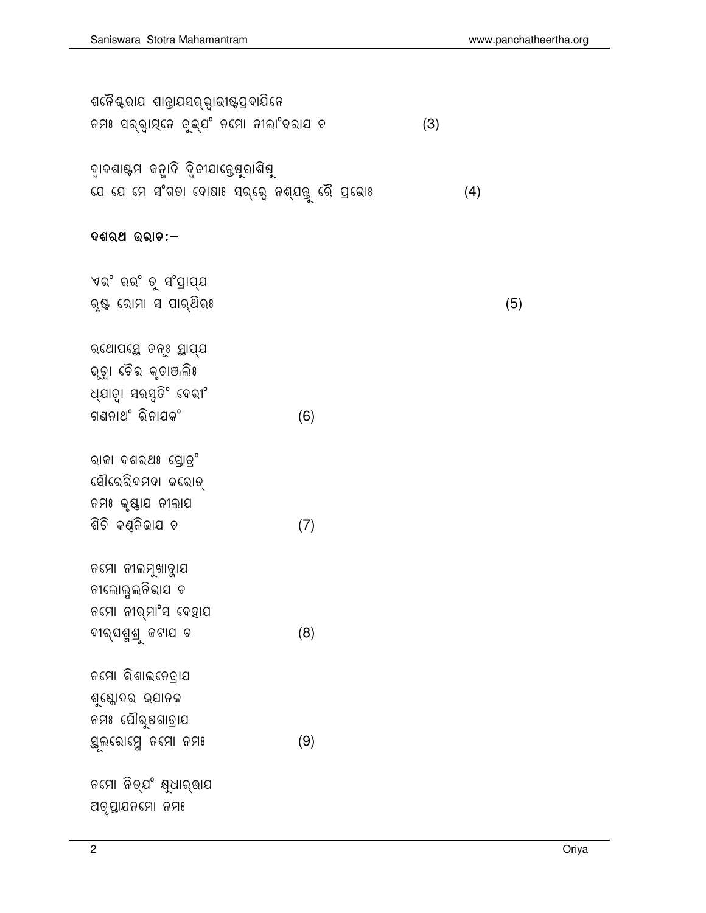ଶନୈଶ୍ଚରାଯ ଶାନ୍ତାଯସର୍ୱାଭୀଷ୍ଟପ୍ରଦାଯିନେ
ନମଃ ସର୍ୱାତ୍ମନେ ତୁଭ୍ଯଂ ନମୋ ନୀଲାଂବରାଯ ଚ (3)

ଦ୍ୱାଦଶାଷ୍ଟମ ଜନ୍ମାଦି ଦ୍ୱିତୀଯାନ୍ତେଷୁରାଶିଷୁ
ଯେ ଯେ ମେ ସଂଗତା ଦୋଷାଃ ସର୍ୱେ ନଶ୍ଯନ୍ତୁ ୱୈ ପ୍ରଭୋଃ (4)

**ଦଶରଥ ଉୱାଚ:–**

ଏୱଂ ୱରଂ ତୁ ସଂପ୍ରାପ୍ଯ
ହୃଷ୍ଟ ରୋମା ସ ପାର୍ଥିୱଃ (5)

ରଥୋପସ୍ଥେ ଚନୂଃ ସ୍ଥାପ୍ଯ
ଭୂତ୍ୱା ଚୈୱ କୃତାଞ୍ଜଲିଃ
ଧ୍ଯାତ୍ୱା ସରସ୍ୱତିଂ ଦେୱୀଂ
ଗଣନାଥଂ ୱିନାଯକଂ (6)

ରାଜା ଦଶରଥଃ ସ୍ତୋତ୍ରଂ
ସୌରେରିଦମଦା କରୋତ୍
ନମଃ କୃଷ୍ଣାଯ ନୀଲାଯ
ଶିତି କଣ୍ଠନିଭାଯ ଚ (7)

ନମୋ ନୀଲମୁଖାବ୍ଜାଯ
ନୀଲୋତ୍ପଲନିଭାଯ ଚ
ନମୋ ନୀର୍ମାଂସ ଦେହାଯ
ଦୀର୍ଘଶ୍ମଶ୍ରୁ ଜଟାଯ ଚ (8)

ନମୋ ୱିଶାଲନେତ୍ରାଯ
ଶୁଷ୍କୋଦର ଭଯାନକ
ନମଃ ପୌରୁଷଗାତ୍ରାଯ
ସ୍ଥୂଲରୋମ୍ଣେ ନମୋ ନମଃ (9)

ନମୋ ନିତ୍ଯଂ କ୍ଷୁଧାର୍ତ୍ତାଯ
ଅତୃପ୍ତାଯନମୋ ନମଃ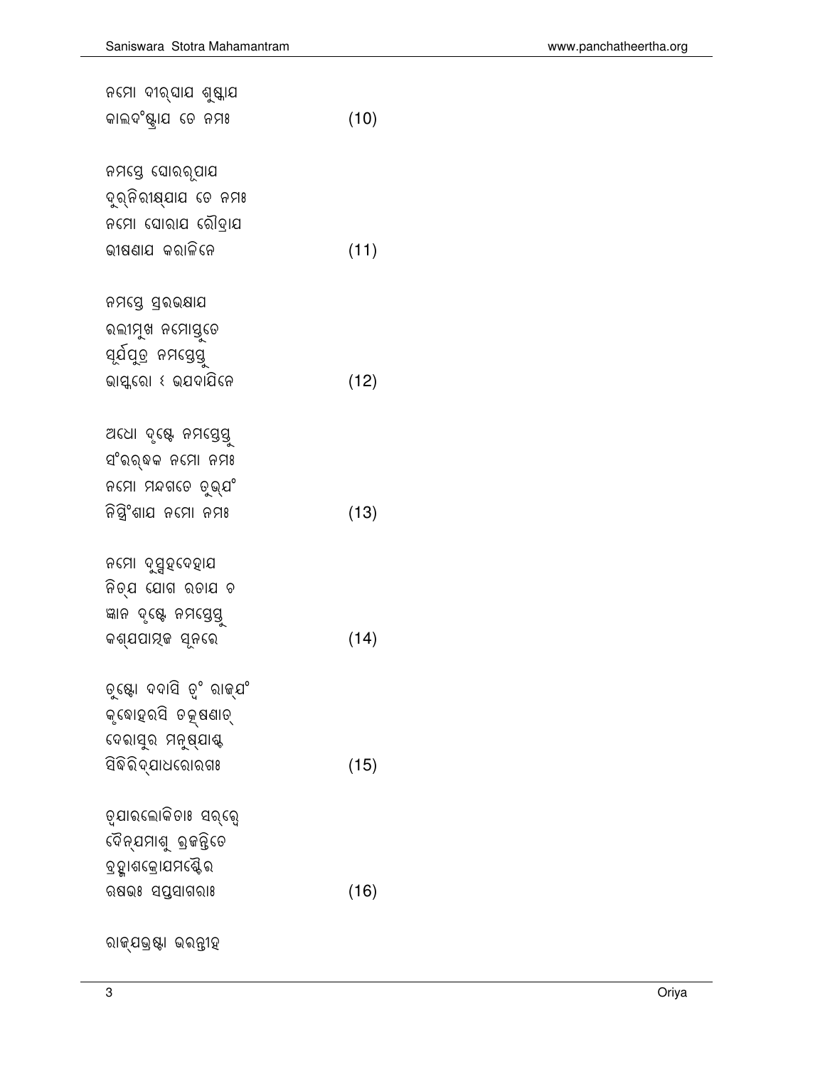ନମୋ ଦୀର୍ଘାଯ ଶୁଷ୍କାଯ  
କାଲଦଂଷ୍ଟ୍ରାଯ ତେ ନମଃ (10)

ନମସ୍ତେ ଘୋରରୂପାଯ  
ଦୁର୍ନିରୀକ୍ଷ୍ଯାଯ ତେ ନମଃ  
ନମୋ ଘୋରାଯ ରୌଦ୍ରାଯ  
ଭୀଷଣାଯ କରାଳିନେ (11)

ନମସ୍ତେ ସ୍ରବଭକ୍ଷାଯ  
ଵଲୀମୁଖ ନମୋସ୍ତୁତେ  
ସୂର୍ଯପୁତ୍ର ନମସ୍ତେସ୍ତୁ  
ଭାସ୍କରୋ ଽ ଭଯଦାଯିନେ (12)

ଅଧୋ ଦୃଷ୍ଟେ ନମସ୍ତେସ୍ତୁ  
ସଂଵର୍ଦ୍ଧକ ନମୋ ନମଃ  
ନମୋ ମନ୍ଦଗତେ ତୁଭ୍ଯଂ  
ନିସ୍ତ୍ରିଂଶାଯ ନମୋ ନମଃ (13)

ନମୋ ଦୁସ୍ସହଦେହାଯ  
ନିତ୍ଯ ଯୋଗ ରତାଯ ଚ  
ଜ୍ଞାନ ଦୃଷ୍ଟେ ନମସ୍ତେସ୍ତୁ  
କଶ୍ଯପାତ୍ମଜ ସୂନଵେ (14)

ତୁଷ୍ଟୋ ଦଦାସି ତ୍ଵଂ ରାଜ୍ଯଂ  
କୃଦ୍ଧୋହରସି ତତ୍କ୍ଷଣାତ୍  
ଦେଵାସୁର ମନୁଷ୍ଯାଶ୍ଚ  
ସିଦ୍ଧିଵିଦ୍ଯାଧରୋରଗଃ (15)

ତ୍ଵଯାଵଲୋକିତାଃ ସର୍ଵ୍ଵେ  
ଦୈନ୍ଯମାଶୁ ଵ୍ରଜନ୍ତିତେ  
ବ୍ରହ୍ମାଶକ୍ରୋଯମଶ୍ଚୈଵ  
ଋଷଭଃ ସପ୍ତସାଗରାଃ (16)

ରାଜ୍ଯଭ୍ରଷ୍ଟା ଭଵନ୍ତୀହ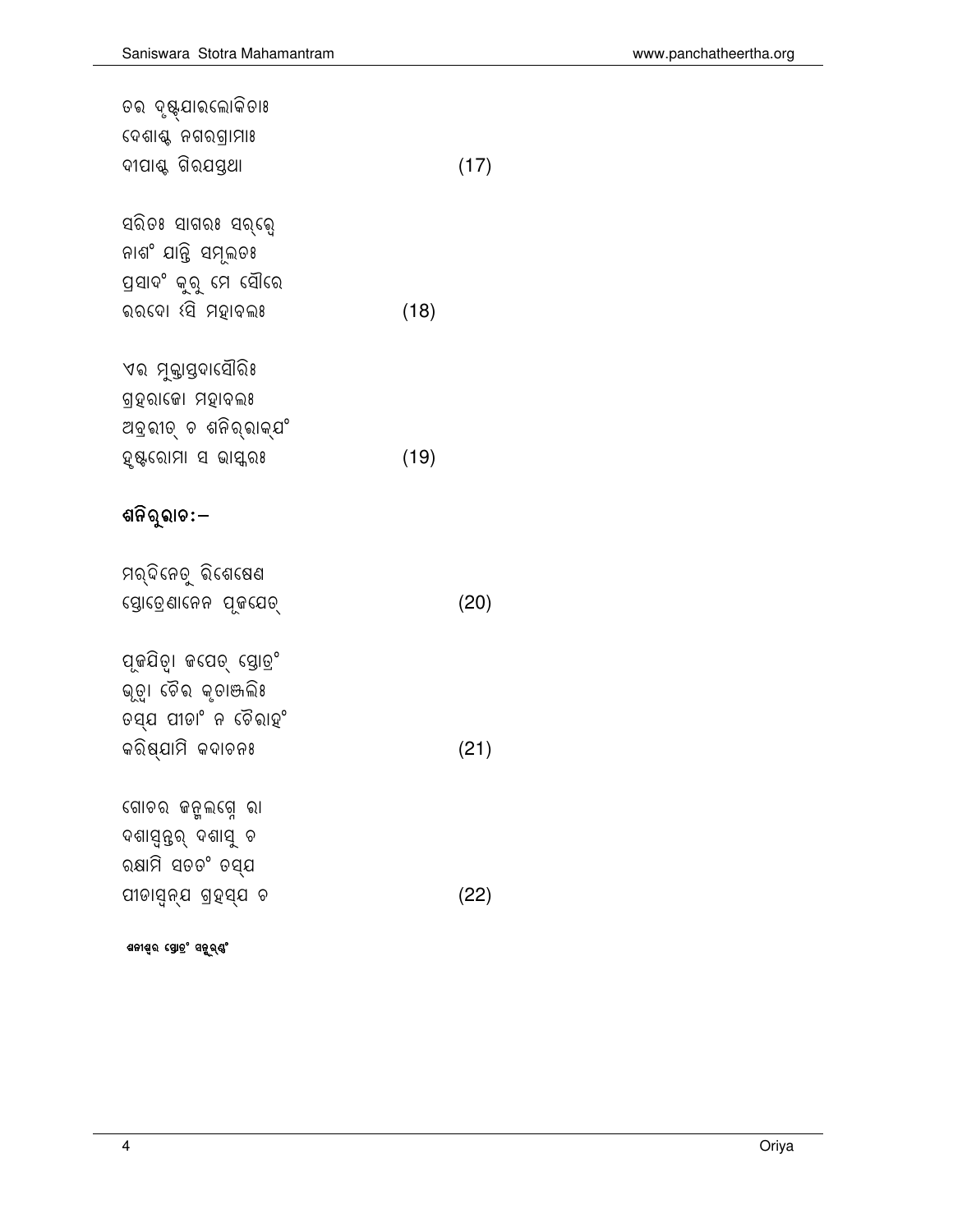ତର ଦୃଷ୍ଟ୍ୟାରଲୋକିତାଃ
ଦେଶାଶ୍ଚ ନଗରଗ୍ରାମାଃ
ଦୀପାଶ୍ଚ ଗିରଯସ୍ତଥା (17)

ସରିତଃ ସାଗରଃ ସର୍ଵେ
ନାଶଂ ଯାନ୍ତି ସମୂଲତଃ
ପ୍ରସାଦଂ କୁରୁ ମେ ସୌରେ
ଵରଦୋ ଽସି ମହାବଲଃ (18)

ଏଵ ମୁକ୍ତାସ୍ତଦାସୌରିଃ
ଗ୍ରହରାଜୋ ମହାବଲଃ
ଅବ୍ରଵୀତ୍ ଚ ଶନିର୍ଵାକ୍ଯଂ
ହୃଷ୍ଟରୋମା ସ ଭାସ୍କରଃ (19)

**ଶନିରୁଵାଚ:–**

ମର୍ଦିନେତୁ ଵିଶେଷେଣ
ସ୍ତୋତ୍ରେଣାନେନ ପୂଜଯେତ୍ (20)

ପୂଜଯିତ୍ଵା ଜପେତ୍ ସ୍ତୋତ୍ରଂ
ଭୂତ୍ଵା ଚୈଵ କୃତାଞ୍ଜଲିଃ
ତସ୍ଯ ପୀଡାଂ ନ ଚୈଵାହଂ
କରିଷ୍ଯାମି କଦାଚନଃ (21)

ଗୋଚର ଜନ୍ମଲଗ୍ନେ ଵା
ଦଶାସ୍ଵନ୍ତର୍ ଦଶାସୁ ଚ
ରକ୍ଷାମି ସତତଂ ତସ୍ଯ
ପୀଡାସ୍ଵନ୍ଯ ଗ୍ରହସ୍ଯ ଚ (22)

ଶନୀଶ୍ଵର ସ୍ତୋତ୍ରଂ ସମ୍ପୂର୍ଣ୍ଣଂ